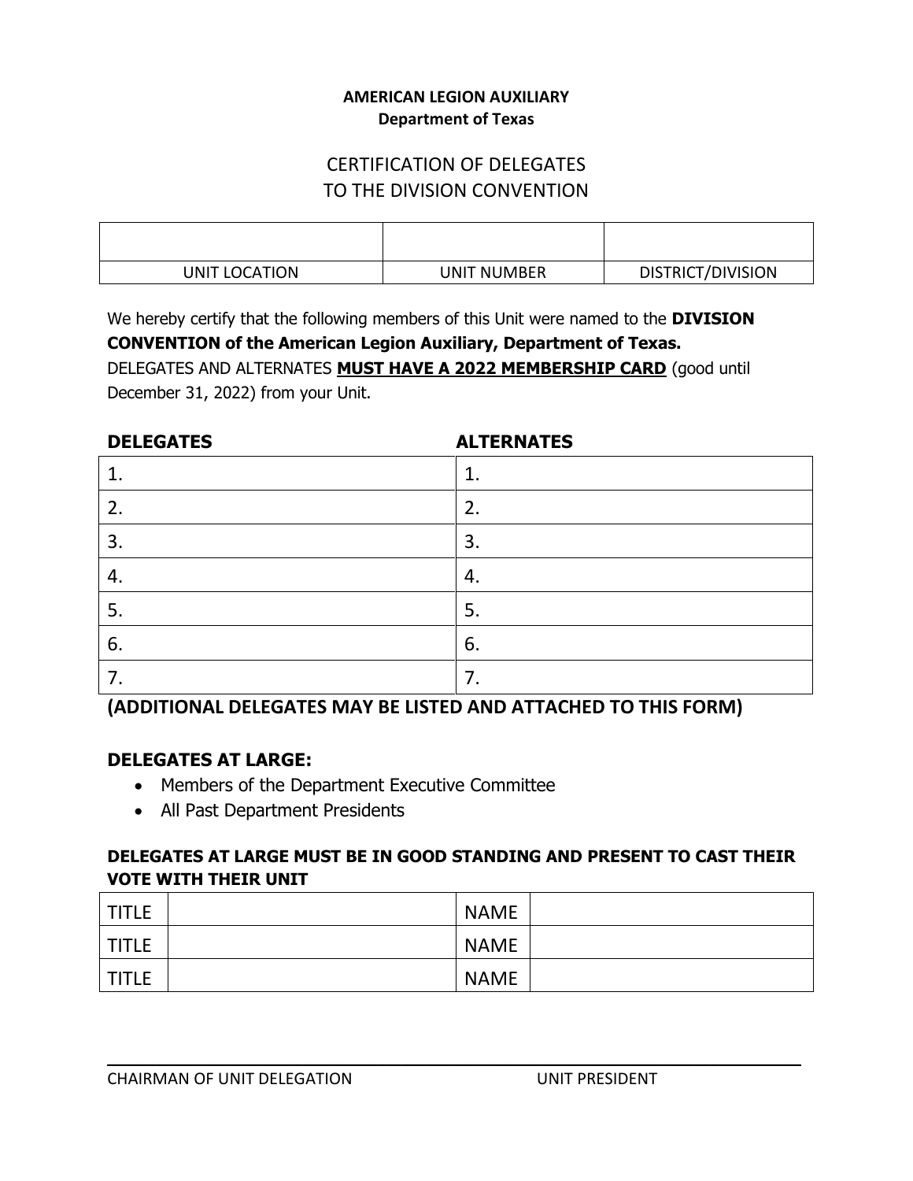**AMERICAN LEGION AUXILIARY**
**Department of Texas**

# CERTIFICATION OF DELEGATES TO THE DIVISION CONVENTION

| | | |
|---|---|---|
| | | |
| UNIT LOCATION | UNIT NUMBER | DISTRICT/DIVISION |

We hereby certify that the following members of this Unit were named to the **DIVISION CONVENTION of the American Legion Auxiliary, Department of Texas.**
DELEGATES AND ALTERNATES **MUST HAVE A 2022 MEMBERSHIP CARD** (good until December 31, 2022) from your Unit.

| DELEGATES | ALTERNATES |
|---|---|
| 1. | 1. |
| 2. | 2. |
| 3. | 3. |
| 4. | 4. |
| 5. | 5. |
| 6. | 6. |
| 7. | 7. |

**(ADDITIONAL DELEGATES MAY BE LISTED AND ATTACHED TO THIS FORM)**

**DELEGATES AT LARGE:**

- Members of the Department Executive Committee
- All Past Department Presidents

**DELEGATES AT LARGE MUST BE IN GOOD STANDING AND PRESENT TO CAST THEIR VOTE WITH THEIR UNIT**

| TITLE | | NAME | |
|---|---|---|---|
| TITLE | | NAME | |
| TITLE | | NAME | |

CHAIRMAN OF UNIT DELEGATION UNIT PRESIDENT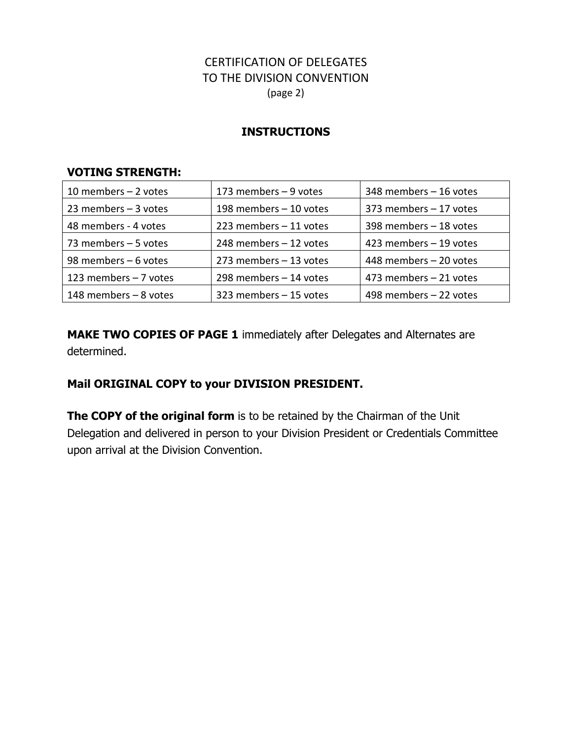CERTIFICATION OF DELEGATES
TO THE DIVISION CONVENTION
(page 2)

## INSTRUCTIONS

**VOTING STRENGTH:**

| | | |
|---|---|---|
| 10 members – 2 votes | 173 members – 9 votes | 348 members – 16 votes |
| 23 members – 3 votes | 198 members – 10 votes | 373 members – 17 votes |
| 48 members - 4 votes | 223 members – 11 votes | 398 members – 18 votes |
| 73 members – 5 votes | 248 members – 12 votes | 423 members – 19 votes |
| 98 members – 6 votes | 273 members – 13 votes | 448 members – 20 votes |
| 123 members – 7 votes | 298 members – 14 votes | 473 members – 21 votes |
| 148 members – 8 votes | 323 members – 15 votes | 498 members – 22 votes |

**MAKE TWO COPIES OF PAGE 1** immediately after Delegates and Alternates are determined.

**Mail ORIGINAL COPY to your DIVISION PRESIDENT.**

**The COPY of the original form** is to be retained by the Chairman of the Unit Delegation and delivered in person to your Division President or Credentials Committee upon arrival at the Division Convention.